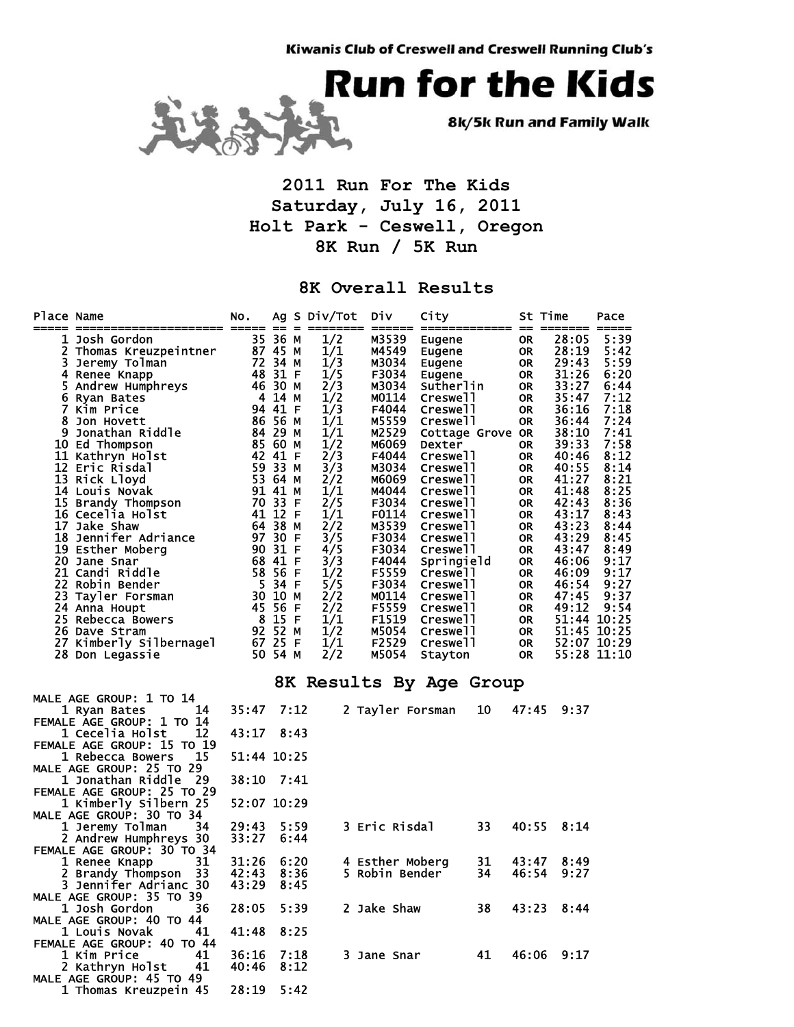**Kiwanis Club of Creswell and Creswell Running Club's**

# Run for the Kids

**8k/5k Run and Family Walk**

## 2011 Run For The Kids
## Saturday, July 16, 2011
## Holt Park - Ceswell, Oregon
## 8K Run / 5K Run

### 8K Overall Results

| Place | Name | No. | Ag | S | Div/Tot | Div | City | St | Time | Pace |
|---|---|---|---|---|---|---|---|---|---|---|
| 1 | Josh Gordon | 35 | 36 | M | 1/2 | M3539 | Eugene | OR | 28:05 | 5:39 |
| 2 | Thomas Kreuzpeintner | 87 | 45 | M | 1/1 | M4549 | Eugene | OR | 28:19 | 5:42 |
| 3 | Jeremy Tolman | 72 | 34 | M | 1/3 | M3034 | Eugene | OR | 29:43 | 5:59 |
| 4 | Renee Knapp | 48 | 31 | F | 1/5 | F3034 | Eugene | OR | 31:26 | 6:20 |
| 5 | Andrew Humphreys | 46 | 30 | M | 2/3 | M3034 | Sutherlin | OR | 33:27 | 6:44 |
| 6 | Ryan Bates | 4 | 14 | M | 1/2 | M0114 | Creswell | OR | 35:47 | 7:12 |
| 7 | Kim Price | 94 | 41 | F | 1/3 | F4044 | Creswell | OR | 36:16 | 7:18 |
| 8 | Jon Hovett | 86 | 56 | M | 1/1 | M5559 | Creswell | OR | 36:44 | 7:24 |
| 9 | Jonathan Riddle | 84 | 29 | M | 1/1 | M2529 | Cottage Grove | OR | 38:10 | 7:41 |
| 10 | Ed Thompson | 85 | 60 | M | 1/2 | M6069 | Dexter | OR | 39:33 | 7:58 |
| 11 | Kathryn Holst | 42 | 41 | F | 2/3 | F4044 | Creswell | OR | 40:46 | 8:12 |
| 12 | Eric Risdal | 59 | 33 | M | 3/3 | M3034 | Creswell | OR | 40:55 | 8:14 |
| 13 | Rick Lloyd | 53 | 64 | M | 2/2 | M6069 | Creswell | OR | 41:27 | 8:21 |
| 14 | Louis Novak | 91 | 41 | M | 1/1 | M4044 | Creswell | OR | 41:48 | 8:25 |
| 15 | Brandy Thompson | 70 | 33 | F | 2/5 | F3034 | Creswell | OR | 42:43 | 8:36 |
| 16 | Cecelia Holst | 41 | 12 | F | 1/1 | F0114 | Creswell | OR | 43:17 | 8:43 |
| 17 | Jake Shaw | 64 | 38 | M | 2/2 | M3539 | Creswell | OR | 43:23 | 8:44 |
| 18 | Jennifer Adriance | 97 | 30 | F | 3/5 | F3034 | Creswell | OR | 43:29 | 8:45 |
| 19 | Esther Moberg | 90 | 31 | F | 4/5 | F3034 | Creswell | OR | 43:47 | 8:49 |
| 20 | Jane Snar | 68 | 41 | F | 3/3 | F4044 | Springield | OR | 46:06 | 9:17 |
| 21 | Candi Riddle | 58 | 56 | F | 1/2 | F5559 | Creswell | OR | 46:09 | 9:17 |
| 22 | Robin Bender | 5 | 34 | F | 5/5 | F3034 | Creswell | OR | 46:54 | 9:27 |
| 23 | Tayler Forsman | 30 | 10 | M | 2/2 | M0114 | Creswell | OR | 47:45 | 9:37 |
| 24 | Anna Houpt | 45 | 56 | F | 2/2 | F5559 | Creswell | OR | 49:12 | 9:54 |
| 25 | Rebecca Bowers | 8 | 15 | F | 1/1 | F1519 | Creswell | OR | 51:44 | 10:25 |
| 26 | Dave Stram | 92 | 52 | M | 1/2 | M5054 | Creswell | OR | 51:45 | 10:25 |
| 27 | Kimberly Silbernagel | 67 | 25 | F | 1/1 | F2529 | Creswell | OR | 52:07 | 10:29 |
| 28 | Don Legassie | 50 | 54 | M | 2/2 | M5054 | Stayton | OR | 55:28 | 11:10 |

### 8K Results By Age Group

MALE AGE GROUP: 1 TO 14

| Place | Name | Age | Time | Pace |
|---|---|---|---|---|
| 1 | Ryan Bates | 14 | 35:47 | 7:12 |
| 2 | Tayler Forsman | 10 | 47:45 | 9:37 |

FEMALE AGE GROUP: 1 TO 14

| Place | Name | Age | Time | Pace |
|---|---|---|---|---|
| 1 | Cecelia Holst | 12 | 43:17 | 8:43 |

FEMALE AGE GROUP: 15 TO 19

| Place | Name | Age | Time | Pace |
|---|---|---|---|---|
| 1 | Rebecca Bowers | 15 | 51:44 | 10:25 |

MALE AGE GROUP: 25 TO 29

| Place | Name | Age | Time | Pace |
|---|---|---|---|---|
| 1 | Jonathan Riddle | 29 | 38:10 | 7:41 |

FEMALE AGE GROUP: 25 TO 29

| Place | Name | Age | Time | Pace |
|---|---|---|---|---|
| 1 | Kimberly Silbern | 25 | 52:07 | 10:29 |

MALE AGE GROUP: 30 TO 34

| Place | Name | Age | Time | Pace |
|---|---|---|---|---|
| 1 | Jeremy Tolman | 34 | 29:43 | 5:59 |
| 2 | Andrew Humphreys | 30 | 33:27 | 6:44 |
| 3 | Eric Risdal | 33 | 40:55 | 8:14 |

FEMALE AGE GROUP: 30 TO 34

| Place | Name | Age | Time | Pace |
|---|---|---|---|---|
| 1 | Renee Knapp | 31 | 31:26 | 6:20 |
| 2 | Brandy Thompson | 33 | 42:43 | 8:36 |
| 3 | Jennifer Adrianc | 30 | 43:29 | 8:45 |
| 4 | Esther Moberg | 31 | 43:47 | 8:49 |
| 5 | Robin Bender | 34 | 46:54 | 9:27 |

MALE AGE GROUP: 35 TO 39

| Place | Name | Age | Time | Pace |
|---|---|---|---|---|
| 1 | Josh Gordon | 36 | 28:05 | 5:39 |
| 2 | Jake Shaw | 38 | 43:23 | 8:44 |

MALE AGE GROUP: 40 TO 44

| Place | Name | Age | Time | Pace |
|---|---|---|---|---|
| 1 | Louis Novak | 41 | 41:48 | 8:25 |

FEMALE AGE GROUP: 40 TO 44

| Place | Name | Age | Time | Pace |
|---|---|---|---|---|
| 1 | Kim Price | 41 | 36:16 | 7:18 |
| 2 | Kathryn Holst | 41 | 40:46 | 8:12 |
| 3 | Jane Snar | 41 | 46:06 | 9:17 |

MALE AGE GROUP: 45 TO 49

| Place | Name | Age | Time | Pace |
|---|---|---|---|---|
| 1 | Thomas Kreuzpein | 45 | 28:19 | 5:42 |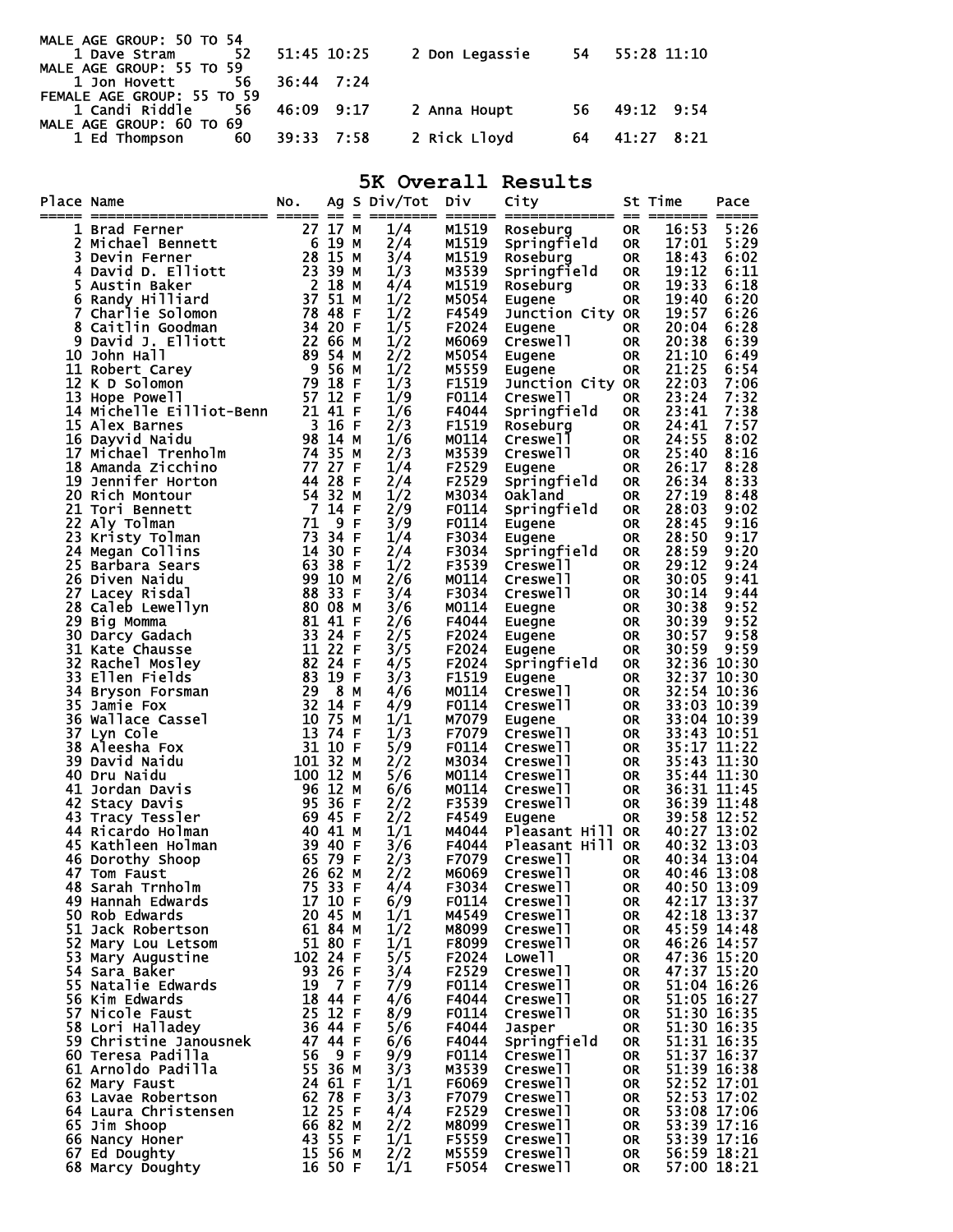MALE AGE GROUP: 50 TO 54

| Place | Name | Age | Time | Pace | Place | Name | Age | Time | Pace |
|---|---|---|---|---|---|---|---|---|---|
| 1 | Dave Stram | 52 | 51:45 | 10:25 | 2 | Don Legassie | 54 | 55:28 | 11:10 |

MALE AGE GROUP: 55 TO 59

| Place | Name | Age | Time | Pace |
|---|---|---|---|---|
| 1 | Jon Hovett | 56 | 36:44 | 7:24 |

FEMALE AGE GROUP: 55 TO 59

| Place | Name | Age | Time | Pace | Place | Name | Age | Time | Pace |
|---|---|---|---|---|---|---|---|---|---|
| 1 | Candi Riddle | 56 | 46:09 | 9:17 | 2 | Anna Houpt | 56 | 49:12 | 9:54 |

MALE AGE GROUP: 60 TO 69

| Place | Name | Age | Time | Pace | Place | Name | Age | Time | Pace |
|---|---|---|---|---|---|---|---|---|---|
| 1 | Ed Thompson | 60 | 39:33 | 7:58 | 2 | Rick Lloyd | 64 | 41:27 | 8:21 |

# 5K Overall Results

| Place | Name | No. | Ag | S | Div/Tot | Div | City | St | Time | Pace |
|---|---|---|---|---|---|---|---|---|---|---|
| 1 | Brad Ferner | 27 | 17 | M | 1/4 | M1519 | Roseburg | OR | 16:53 | 5:26 |
| 2 | Michael Bennett | 6 | 19 | M | 2/4 | M1519 | Springfield | OR | 17:01 | 5:29 |
| 3 | Devin Ferner | 28 | 15 | M | 3/4 | M1519 | Roseburg | OR | 18:43 | 6:02 |
| 4 | David D. Elliott | 23 | 39 | M | 1/3 | M3539 | Springfield | OR | 19:12 | 6:11 |
| 5 | Austin Baker | 2 | 18 | M | 4/4 | M1519 | Roseburg | OR | 19:33 | 6:18 |
| 6 | Randy Hilliard | 37 | 51 | M | 1/2 | M5054 | Eugene | OR | 19:40 | 6:20 |
| 7 | Charlie Solomon | 78 | 48 | F | 1/2 | F4549 | Junction City | OR | 19:57 | 6:26 |
| 8 | Caitlin Goodman | 34 | 20 | F | 1/5 | F2024 | Eugene | OR | 20:04 | 6:28 |
| 9 | David J. Elliott | 22 | 66 | M | 1/2 | M6069 | Creswell | OR | 20:38 | 6:39 |
| 10 | John Hall | 89 | 54 | M | 2/2 | M5054 | Eugene | OR | 21:10 | 6:49 |
| 11 | Robert Carey | 9 | 56 | M | 1/2 | M5559 | Eugene | OR | 21:25 | 6:54 |
| 12 | K D Solomon | 79 | 18 | F | 1/3 | F1519 | Junction City | OR | 22:03 | 7:06 |
| 13 | Hope Powell | 57 | 12 | F | 1/9 | F0114 | Creswell | OR | 23:24 | 7:32 |
| 14 | Michelle Eilliot-Benn | 21 | 41 | F | 1/6 | F4044 | Springfield | OR | 23:41 | 7:38 |
| 15 | Alex Barnes | 3 | 16 | F | 2/3 | F1519 | Roseburg | OR | 24:41 | 7:57 |
| 16 | Dayvid Naidu | 98 | 14 | M | 1/6 | M0114 | Creswell | OR | 24:55 | 8:02 |
| 17 | Michael Trenholm | 74 | 35 | M | 2/3 | M3539 | Creswell | OR | 25:40 | 8:16 |
| 18 | Amanda Zicchino | 77 | 27 | F | 1/4 | F2529 | Eugene | OR | 26:17 | 8:28 |
| 19 | Jennifer Horton | 44 | 28 | F | 2/4 | F2529 | Springfield | OR | 26:34 | 8:33 |
| 20 | Rich Montour | 54 | 32 | M | 1/2 | M3034 | Oakland | OR | 27:19 | 8:48 |
| 21 | Tori Bennett | 7 | 14 | F | 2/9 | F0114 | Springfield | OR | 28:03 | 9:02 |
| 22 | Aly Tolman | 71 | 9 | F | 3/9 | F0114 | Eugene | OR | 28:45 | 9:16 |
| 23 | Kristy Tolman | 73 | 34 | F | 1/4 | F3034 | Eugene | OR | 28:50 | 9:17 |
| 24 | Megan Collins | 14 | 30 | F | 2/4 | F3034 | Springfield | OR | 28:59 | 9:20 |
| 25 | Barbara Sears | 63 | 38 | F | 1/2 | F3539 | Creswell | OR | 29:12 | 9:24 |
| 26 | Diven Naidu | 99 | 10 | M | 2/6 | M0114 | Creswell | OR | 30:05 | 9:41 |
| 27 | Lacey Risdal | 88 | 33 | F | 3/4 | F3034 | Creswell | OR | 30:14 | 9:44 |
| 28 | Caleb Lewellyn | 80 | 08 | M | 3/6 | M0114 | Euegne | OR | 30:38 | 9:52 |
| 29 | Big Momma | 81 | 41 | F | 2/6 | F4044 | Euegne | OR | 30:39 | 9:52 |
| 30 | Darcy Gadach | 33 | 24 | F | 2/5 | F2024 | Eugene | OR | 30:57 | 9:58 |
| 31 | Kate Chausse | 11 | 22 | F | 3/5 | F2024 | Eugene | OR | 30:59 | 9:59 |
| 32 | Rachel Mosley | 82 | 24 | F | 4/5 | F2024 | Springfield | OR | 32:36 | 10:30 |
| 33 | Ellen Fields | 83 | 19 | F | 3/3 | F1519 | Eugene | OR | 32:37 | 10:30 |
| 34 | Bryson Forsman | 29 | 8 | M | 4/6 | M0114 | Creswell | OR | 32:54 | 10:36 |
| 35 | Jamie Fox | 32 | 14 | F | 4/9 | F0114 | Creswell | OR | 33:03 | 10:39 |
| 36 | Wallace Cassel | 10 | 75 | M | 1/1 | M7079 | Eugene | OR | 33:04 | 10:39 |
| 37 | Lyn Cole | 13 | 74 | F | 1/3 | F7079 | Creswell | OR | 33:43 | 10:51 |
| 38 | Aleesha Fox | 31 | 10 | F | 5/9 | F0114 | Creswell | OR | 35:17 | 11:22 |
| 39 | David Naidu | 101 | 32 | M | 2/2 | M3034 | Creswell | OR | 35:43 | 11:30 |
| 40 | Dru Naidu | 100 | 12 | M | 5/6 | M0114 | Creswell | OR | 35:44 | 11:30 |
| 41 | Jordan Davis | 96 | 12 | M | 6/6 | M0114 | Creswell | OR | 36:31 | 11:45 |
| 42 | Stacy Davis | 95 | 36 | F | 2/2 | F3539 | Creswell | OR | 36:39 | 11:48 |
| 43 | Tracy Tessler | 69 | 45 | F | 2/2 | F4549 | Eugene | OR | 39:58 | 12:52 |
| 44 | Ricardo Holman | 40 | 41 | M | 1/1 | M4044 | Pleasant Hill | OR | 40:27 | 13:02 |
| 45 | Kathleen Holman | 39 | 40 | F | 3/6 | F4044 | Pleasant Hill | OR | 40:32 | 13:03 |
| 46 | Dorothy Shoop | 65 | 79 | F | 2/3 | F7079 | Creswell | OR | 40:34 | 13:04 |
| 47 | Tom Faust | 26 | 62 | M | 2/2 | M6069 | Creswell | OR | 40:46 | 13:08 |
| 48 | Sarah Trnholm | 75 | 33 | F | 4/4 | F3034 | Creswell | OR | 40:50 | 13:09 |
| 49 | Hannah Edwards | 17 | 10 | F | 6/9 | F0114 | Creswell | OR | 42:17 | 13:37 |
| 50 | Rob Edwards | 20 | 45 | M | 1/1 | M4549 | Creswell | OR | 42:18 | 13:37 |
| 51 | Jack Robertson | 61 | 84 | M | 1/2 | M8099 | Creswell | OR | 45:59 | 14:48 |
| 52 | Mary Lou Letsom | 51 | 80 | F | 1/1 | F8099 | Creswell | OR | 46:26 | 14:57 |
| 53 | Mary Augustine | 102 | 24 | F | 5/5 | F2024 | Lowell | OR | 47:36 | 15:20 |
| 54 | Sara Baker | 93 | 26 | F | 3/4 | F2529 | Creswell | OR | 47:37 | 15:20 |
| 55 | Natalie Edwards | 19 | 7 | F | 7/9 | F0114 | Creswell | OR | 51:04 | 16:26 |
| 56 | Kim Edwards | 18 | 44 | F | 4/6 | F4044 | Creswell | OR | 51:05 | 16:27 |
| 57 | Nicole Faust | 25 | 12 | F | 8/9 | F0114 | Creswell | OR | 51:30 | 16:35 |
| 58 | Lori Halladey | 36 | 44 | F | 5/6 | F4044 | Jasper | OR | 51:30 | 16:35 |
| 59 | Christine Janousnek | 47 | 44 | F | 6/6 | F4044 | Springfield | OR | 51:31 | 16:35 |
| 60 | Teresa Padilla | 56 | 9 | F | 9/9 | F0114 | Creswell | OR | 51:37 | 16:37 |
| 61 | Arnoldo Padilla | 55 | 36 | M | 3/3 | M3539 | Creswell | OR | 51:39 | 16:38 |
| 62 | Mary Faust | 24 | 61 | F | 1/1 | F6069 | Creswell | OR | 52:52 | 17:01 |
| 63 | Lavae Robertson | 62 | 78 | F | 3/3 | F7079 | Creswell | OR | 52:53 | 17:02 |
| 64 | Laura Christensen | 12 | 25 | F | 4/4 | F2529 | Creswell | OR | 53:08 | 17:06 |
| 65 | Jim Shoop | 66 | 82 | M | 2/2 | M8099 | Creswell | OR | 53:39 | 17:16 |
| 66 | Nancy Honer | 43 | 55 | F | 1/1 | F5559 | Creswell | OR | 53:39 | 17:16 |
| 67 | Ed Doughty | 15 | 56 | M | 2/2 | M5559 | Creswell | OR | 56:59 | 18:21 |
| 68 | Marcy Doughty | 16 | 50 | F | 1/1 | F5054 | Creswell | OR | 57:00 | 18:21 |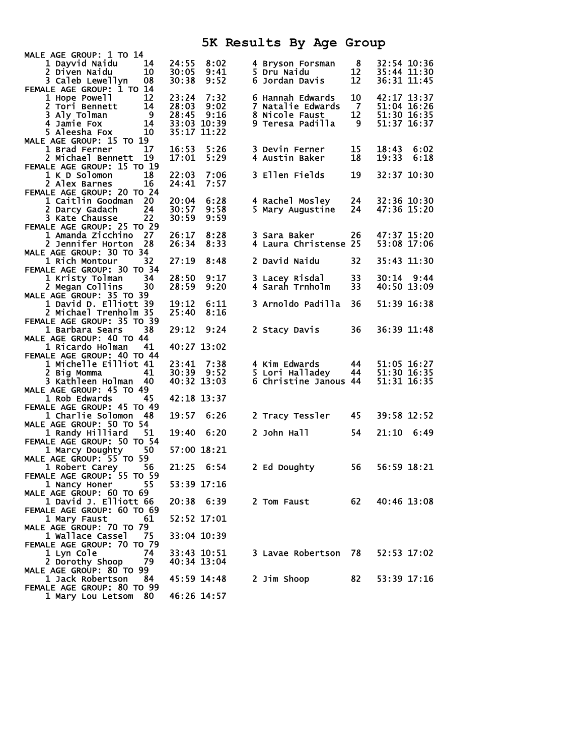# 5K Results By Age Group

MALE AGE GROUP: 1 TO 14

| | | | | | | | | | |
|---|---|---|---|---|---|---|---|---|---|
| 1 | Dayvid Naidu | 14 | 24:55 | 8:02 | 4 | Bryson Forsman | 8 | 32:54 | 10:36 |
| 2 | Diven Naidu | 10 | 30:05 | 9:41 | 5 | Dru Naidu | 12 | 35:44 | 11:30 |
| 3 | Caleb Lewellyn | 08 | 30:38 | 9:52 | 6 | Jordan Davis | 12 | 36:31 | 11:45 |

FEMALE AGE GROUP: 1 TO 14

| | | | | | | | | | |
|---|---|---|---|---|---|---|---|---|---|
| 1 | Hope Powell | 12 | 23:24 | 7:32 | 6 | Hannah Edwards | 10 | 42:17 | 13:37 |
| 2 | Tori Bennett | 14 | 28:03 | 9:02 | 7 | Natalie Edwards | 7 | 51:04 | 16:26 |
| 3 | Aly Tolman | 9 | 28:45 | 9:16 | 8 | Nicole Faust | 12 | 51:30 | 16:35 |
| 4 | Jamie Fox | 14 | 33:03 | 10:39 | 9 | Teresa Padilla | 9 | 51:37 | 16:37 |
| 5 | Aleesha Fox | 10 | 35:17 | 11:22 | | | | | |

MALE AGE GROUP: 15 TO 19

| | | | | | | | | | |
|---|---|---|---|---|---|---|---|---|---|
| 1 | Brad Ferner | 17 | 16:53 | 5:26 | 3 | Devin Ferner | 15 | 18:43 | 6:02 |
| 2 | Michael Bennett | 19 | 17:01 | 5:29 | 4 | Austin Baker | 18 | 19:33 | 6:18 |

FEMALE AGE GROUP: 15 TO 19

| | | | | | | | | | |
|---|---|---|---|---|---|---|---|---|---|
| 1 | K D Solomon | 18 | 22:03 | 7:06 | 3 | Ellen Fields | 19 | 32:37 | 10:30 |
| 2 | Alex Barnes | 16 | 24:41 | 7:57 | | | | | |

FEMALE AGE GROUP: 20 TO 24

| | | | | | | | | | |
|---|---|---|---|---|---|---|---|---|---|
| 1 | Caitlin Goodman | 20 | 20:04 | 6:28 | 4 | Rachel Mosley | 24 | 32:36 | 10:30 |
| 2 | Darcy Gadach | 24 | 30:57 | 9:58 | 5 | Mary Augustine | 24 | 47:36 | 15:20 |
| 3 | Kate Chausse | 22 | 30:59 | 9:59 | | | | | |

FEMALE AGE GROUP: 25 TO 29

| | | | | | | | | | |
|---|---|---|---|---|---|---|---|---|---|
| 1 | Amanda Zicchino | 27 | 26:17 | 8:28 | 3 | Sara Baker | 26 | 47:37 | 15:20 |
| 2 | Jennifer Horton | 28 | 26:34 | 8:33 | 4 | Laura Christense | 25 | 53:08 | 17:06 |

MALE AGE GROUP: 30 TO 34

| | | | | | | | | | |
|---|---|---|---|---|---|---|---|---|---|
| 1 | Rich Montour | 32 | 27:19 | 8:48 | 2 | David Naidu | 32 | 35:43 | 11:30 |

FEMALE AGE GROUP: 30 TO 34

| | | | | | | | | | |
|---|---|---|---|---|---|---|---|---|---|
| 1 | Kristy Tolman | 34 | 28:50 | 9:17 | 3 | Lacey Risdal | 33 | 30:14 | 9:44 |
| 2 | Megan Collins | 30 | 28:59 | 9:20 | 4 | Sarah Trnholm | 33 | 40:50 | 13:09 |

MALE AGE GROUP: 35 TO 39

| | | | | | | | | | |
|---|---|---|---|---|---|---|---|---|---|
| 1 | David D. Elliott | 39 | 19:12 | 6:11 | 3 | Arnoldo Padilla | 36 | 51:39 | 16:38 |
| 2 | Michael Trenholm | 35 | 25:40 | 8:16 | | | | | |

FEMALE AGE GROUP: 35 TO 39

| | | | | | | | | | |
|---|---|---|---|---|---|---|---|---|---|
| 1 | Barbara Sears | 38 | 29:12 | 9:24 | 2 | Stacy Davis | 36 | 36:39 | 11:48 |

MALE AGE GROUP: 40 TO 44

| | | | | |
|---|---|---|---|---|
| 1 | Ricardo Holman | 41 | 40:27 | 13:02 |

FEMALE AGE GROUP: 40 TO 44

| | | | | | | | | | |
|---|---|---|---|---|---|---|---|---|---|
| 1 | Michelle Eilliot | 41 | 23:41 | 7:38 | 4 | Kim Edwards | 44 | 51:05 | 16:27 |
| 2 | Big Momma | 41 | 30:39 | 9:52 | 5 | Lori Halladey | 44 | 51:30 | 16:35 |
| 3 | Kathleen Holman | 40 | 40:32 | 13:03 | 6 | Christine Janous | 44 | 51:31 | 16:35 |

MALE AGE GROUP: 45 TO 49

| | | | | |
|---|---|---|---|---|
| 1 | Rob Edwards | 45 | 42:18 | 13:37 |

FEMALE AGE GROUP: 45 TO 49

| | | | | | | | | | |
|---|---|---|---|---|---|---|---|---|---|
| 1 | Charlie Solomon | 48 | 19:57 | 6:26 | 2 | Tracy Tessler | 45 | 39:58 | 12:52 |

MALE AGE GROUP: 50 TO 54

| | | | | | | | | | |
|---|---|---|---|---|---|---|---|---|---|
| 1 | Randy Hilliard | 51 | 19:40 | 6:20 | 2 | John Hall | 54 | 21:10 | 6:49 |

FEMALE AGE GROUP: 50 TO 54

| | | | | |
|---|---|---|---|---|
| 1 | Marcy Doughty | 50 | 57:00 | 18:21 |

MALE AGE GROUP: 55 TO 59

| | | | | | | | | | |
|---|---|---|---|---|---|---|---|---|---|
| 1 | Robert Carey | 56 | 21:25 | 6:54 | 2 | Ed Doughty | 56 | 56:59 | 18:21 |

FEMALE AGE GROUP: 55 TO 59

| | | | | |
|---|---|---|---|---|
| 1 | Nancy Honer | 55 | 53:39 | 17:16 |

MALE AGE GROUP: 60 TO 69

| | | | | | | | | | |
|---|---|---|---|---|---|---|---|---|---|
| 1 | David J. Elliott | 66 | 20:38 | 6:39 | 2 | Tom Faust | 62 | 40:46 | 13:08 |

FEMALE AGE GROUP: 60 TO 69

| | | | | |
|---|---|---|---|---|
| 1 | Mary Faust | 61 | 52:52 | 17:01 |

MALE AGE GROUP: 70 TO 79

| | | | | |
|---|---|---|---|---|
| 1 | Wallace Cassel | 75 | 33:04 | 10:39 |

FEMALE AGE GROUP: 70 TO 79

| | | | | | | | | | |
|---|---|---|---|---|---|---|---|---|---|
| 1 | Lyn Cole | 74 | 33:43 | 10:51 | 3 | Lavae Robertson | 78 | 52:53 | 17:02 |
| 2 | Dorothy Shoop | 79 | 40:34 | 13:04 | | | | | |

MALE AGE GROUP: 80 TO 99

| | | | | | | | | | |
|---|---|---|---|---|---|---|---|---|---|
| 1 | Jack Robertson | 84 | 45:59 | 14:48 | 2 | Jim Shoop | 82 | 53:39 | 17:16 |

FEMALE AGE GROUP: 80 TO 99

| | | | | |
|---|---|---|---|---|
| 1 | Mary Lou Letsom | 80 | 46:26 | 14:57 |